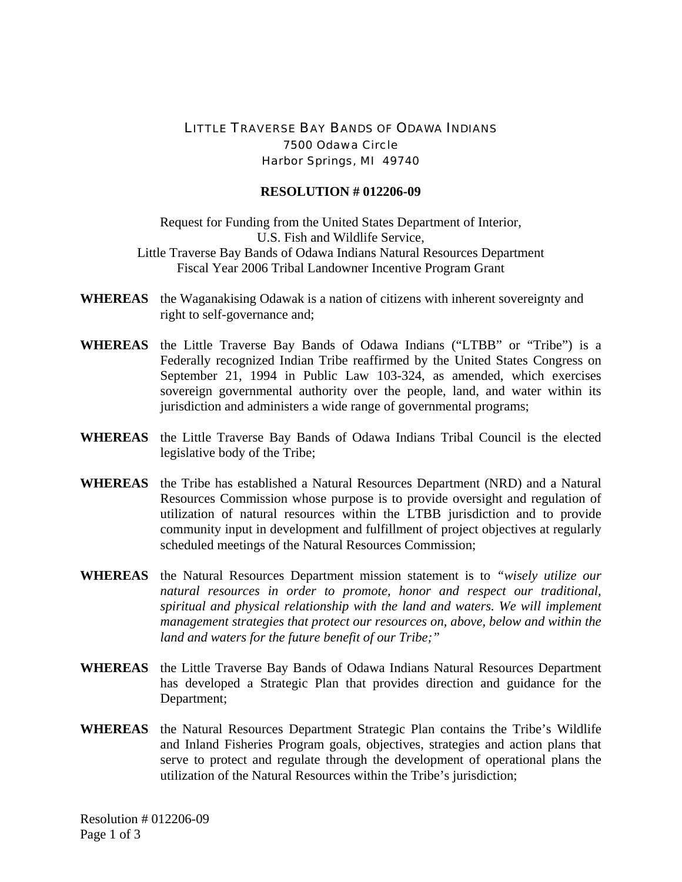# LITTLE TRAVERSE BAY BANDS OF ODAWA INDIANS

7500 Odawa Circle
Harbor Springs, MI 49740

## RESOLUTION # 012206-09

Request for Funding from the United States Department of Interior,
U.S. Fish and Wildlife Service,
Little Traverse Bay Bands of Odawa Indians Natural Resources Department
Fiscal Year 2006 Tribal Landowner Incentive Program Grant

**WHEREAS** the Waganakising Odawak is a nation of citizens with inherent sovereignty and right to self-governance and;

**WHEREAS** the Little Traverse Bay Bands of Odawa Indians ("LTBB" or "Tribe") is a Federally recognized Indian Tribe reaffirmed by the United States Congress on September 21, 1994 in Public Law 103-324, as amended, which exercises sovereign governmental authority over the people, land, and water within its jurisdiction and administers a wide range of governmental programs;

**WHEREAS** the Little Traverse Bay Bands of Odawa Indians Tribal Council is the elected legislative body of the Tribe;

**WHEREAS** the Tribe has established a Natural Resources Department (NRD) and a Natural Resources Commission whose purpose is to provide oversight and regulation of utilization of natural resources within the LTBB jurisdiction and to provide community input in development and fulfillment of project objectives at regularly scheduled meetings of the Natural Resources Commission;

**WHEREAS** the Natural Resources Department mission statement is to *"wisely utilize our natural resources in order to promote, honor and respect our traditional, spiritual and physical relationship with the land and waters. We will implement management strategies that protect our resources on, above, below and within the land and waters for the future benefit of our Tribe;"*

**WHEREAS** the Little Traverse Bay Bands of Odawa Indians Natural Resources Department has developed a Strategic Plan that provides direction and guidance for the Department;

**WHEREAS** the Natural Resources Department Strategic Plan contains the Tribe's Wildlife and Inland Fisheries Program goals, objectives, strategies and action plans that serve to protect and regulate through the development of operational plans the utilization of the Natural Resources within the Tribe's jurisdiction;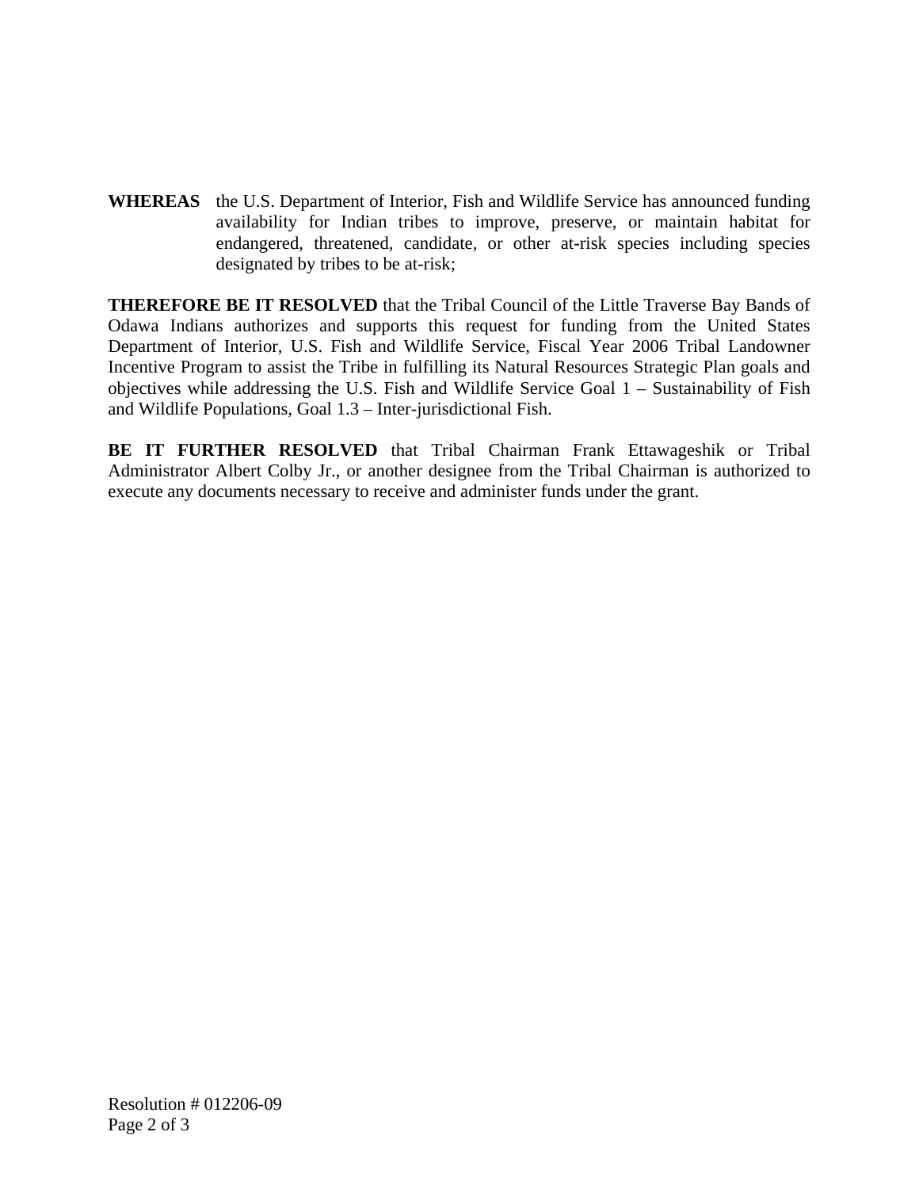**WHEREAS** the U.S. Department of Interior, Fish and Wildlife Service has announced funding availability for Indian tribes to improve, preserve, or maintain habitat for endangered, threatened, candidate, or other at-risk species including species designated by tribes to be at-risk;

**THEREFORE BE IT RESOLVED** that the Tribal Council of the Little Traverse Bay Bands of Odawa Indians authorizes and supports this request for funding from the United States Department of Interior, U.S. Fish and Wildlife Service, Fiscal Year 2006 Tribal Landowner Incentive Program to assist the Tribe in fulfilling its Natural Resources Strategic Plan goals and objectives while addressing the U.S. Fish and Wildlife Service Goal 1 – Sustainability of Fish and Wildlife Populations, Goal 1.3 – Inter-jurisdictional Fish.

**BE IT FURTHER RESOLVED** that Tribal Chairman Frank Ettawageshik or Tribal Administrator Albert Colby Jr., or another designee from the Tribal Chairman is authorized to execute any documents necessary to receive and administer funds under the grant.

Resolution # 012206-09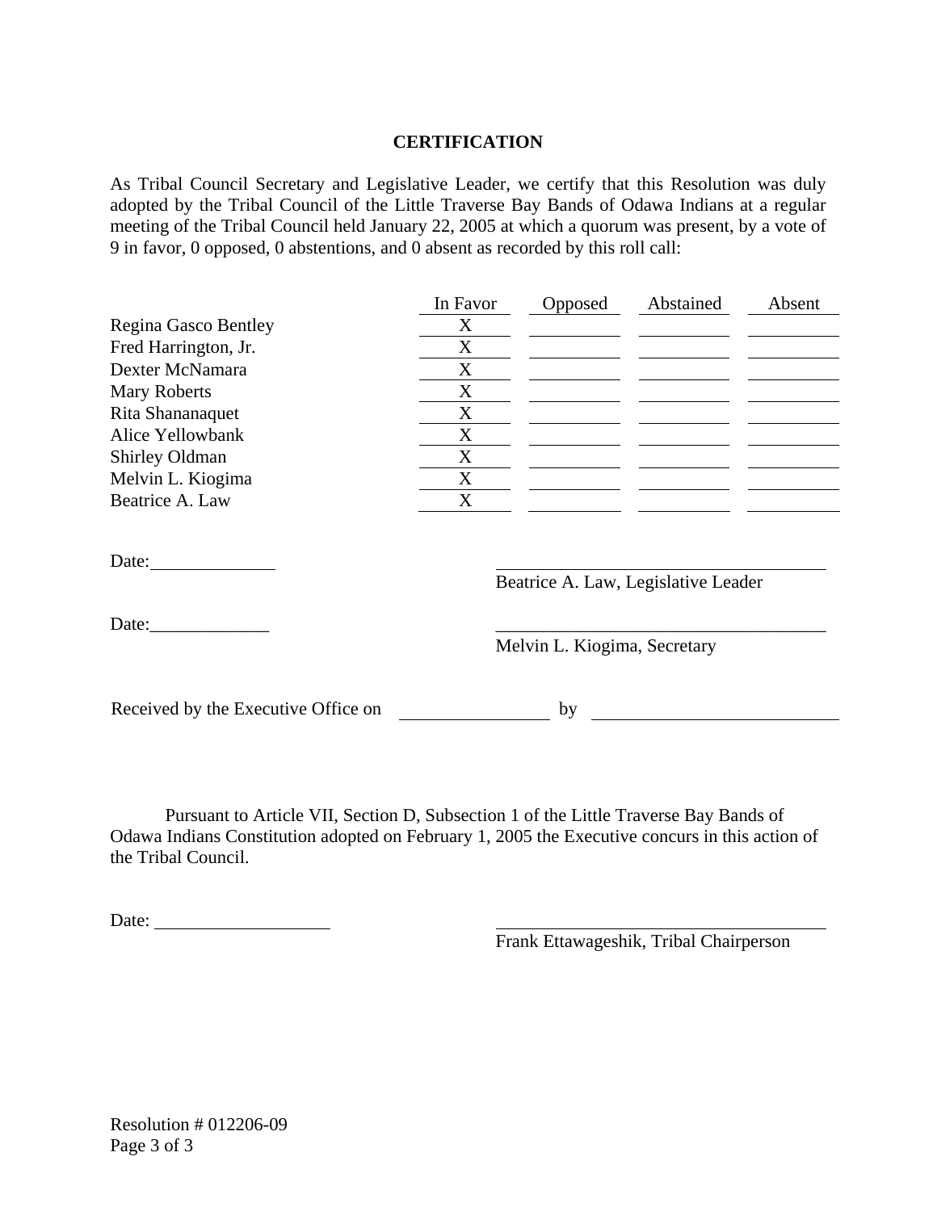## CERTIFICATION

As Tribal Council Secretary and Legislative Leader, we certify that this Resolution was duly adopted by the Tribal Council of the Little Traverse Bay Bands of Odawa Indians at a regular meeting of the Tribal Council held January 22, 2005 at which a quorum was present, by a vote of 9 in favor, 0 opposed, 0 abstentions, and 0 absent as recorded by this roll call:

| | In Favor | Opposed | Abstained | Absent |
|---|---|---|---|---|
| Regina Gasco Bentley | X | | | |
| Fred Harrington, Jr. | X | | | |
| Dexter McNamara | X | | | |
| Mary Roberts | X | | | |
| Rita Shananaquet | X | | | |
| Alice Yellowbank | X | | | |
| Shirley Oldman | X | | | |
| Melvin L. Kiogima | X | | | |
| Beatrice A. Law | X | | | |

Date:______________ ____________________________________
Beatrice A. Law, Legislative Leader

Date:______________ ____________________________________
Melvin L. Kiogima, Secretary

Received by the Executive Office on ________________ by ___________________________

Pursuant to Article VII, Section D, Subsection 1 of the Little Traverse Bay Bands of Odawa Indians Constitution adopted on February 1, 2005 the Executive concurs in this action of the Tribal Council.

Date: ____________________ ____________________________________
Frank Ettawageshik, Tribal Chairperson

Resolution # 012206-09